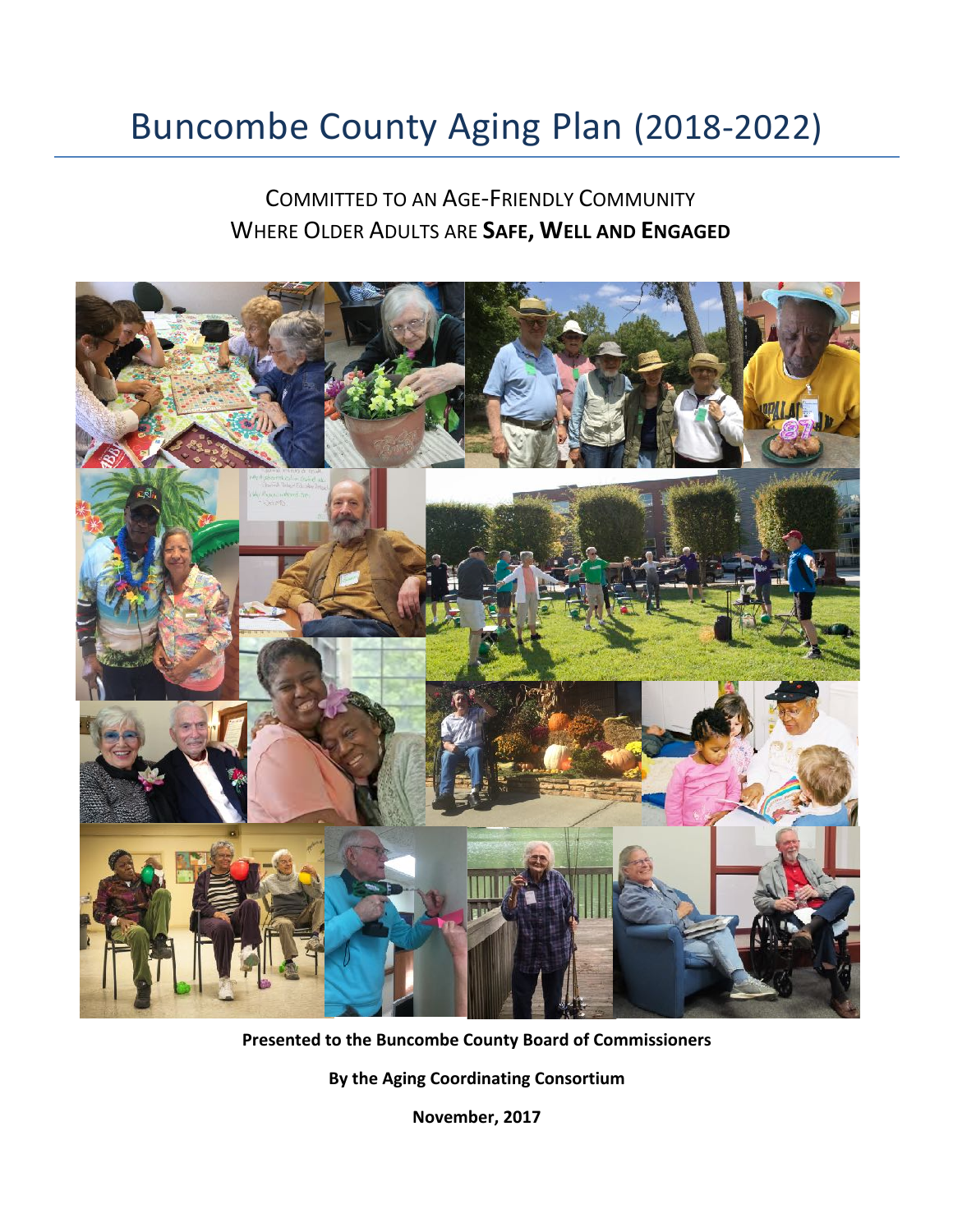# Buncombe County Aging Plan (2018-2022)

COMMITTED TO AN AGE-FRIENDLY COMMUNITY
WHERE OLDER ADULTS ARE **SAFE, WELL AND ENGAGED**

**Presented to the Buncombe County Board of Commissioners**

**By the Aging Coordinating Consortium**

**November, 2017**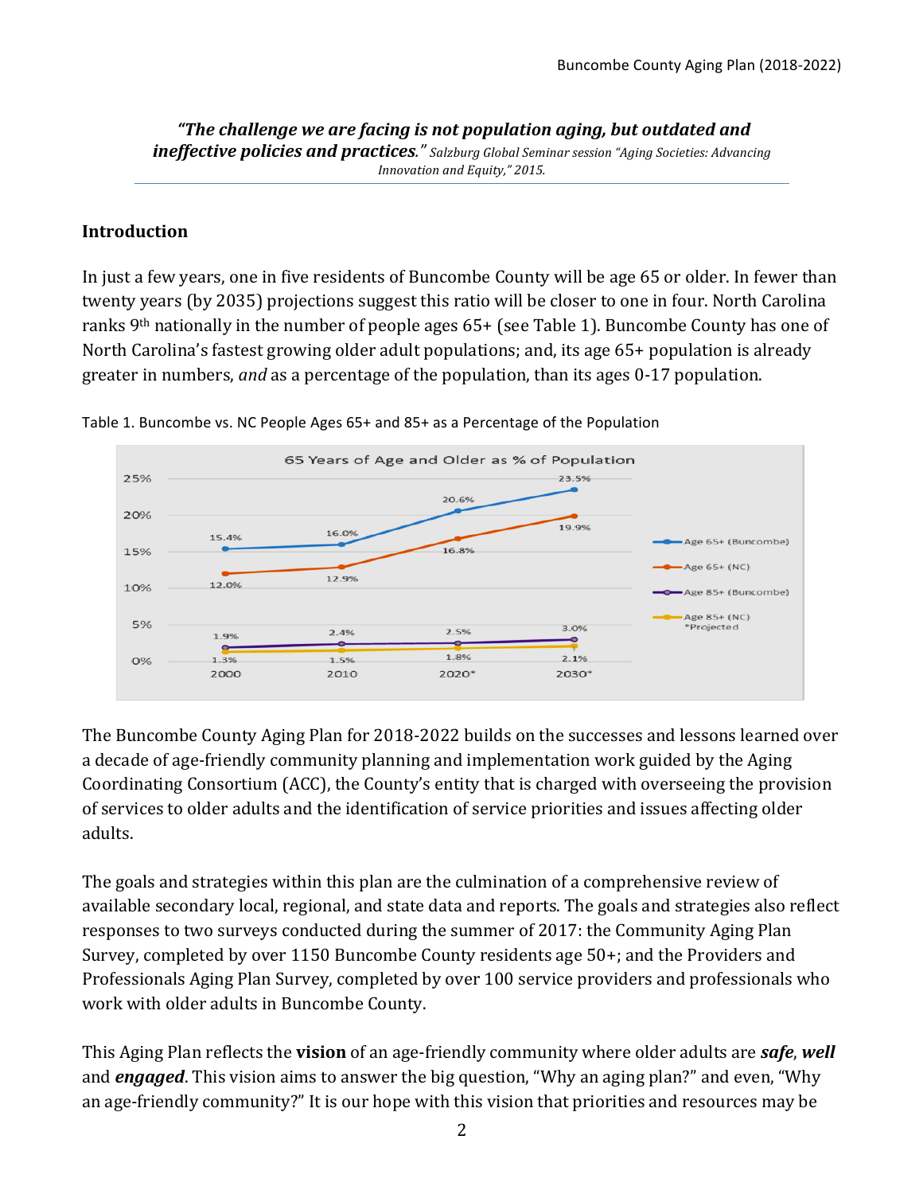*"The challenge we are facing is not population aging, but outdated and ineffective policies and practices." Salzburg Global Seminar session "Aging Societies: Advancing Innovation and Equity," 2015.*

## Introduction

In just a few years, one in five residents of Buncombe County will be age 65 or older. In fewer than twenty years (by 2035) projections suggest this ratio will be closer to one in four. North Carolina ranks 9th nationally in the number of people ages 65+ (see Table 1). Buncombe County has one of North Carolina's fastest growing older adult populations; and, its age 65+ population is already greater in numbers, *and* as a percentage of the population, than its ages 0-17 population.

Table 1. Buncombe vs. NC People Ages 65+ and 85+ as a Percentage of the Population

65 Years of Age and Older as % of Population

25%
20%
15%
10%
5%
0%

2000
2010
2020*
2030*

15.4%
16.0%
20.6%
23.5%

12.0%
12.9%
16.8%
19.9%

1.9%
2.4%
2.5%
3.0%

1.3%
1.5%
1.8%
2.1%

Age 65+ (Buncombe)
Age 65+ (NC)
Age 85+ (Buncombe)
Age 85+ (NC)
*Projected

The Buncombe County Aging Plan for 2018-2022 builds on the successes and lessons learned over a decade of age-friendly community planning and implementation work guided by the Aging Coordinating Consortium (ACC), the County's entity that is charged with overseeing the provision of services to older adults and the identification of service priorities and issues affecting older adults.

The goals and strategies within this plan are the culmination of a comprehensive review of available secondary local, regional, and state data and reports. The goals and strategies also reflect responses to two surveys conducted during the summer of 2017: the Community Aging Plan Survey, completed by over 1150 Buncombe County residents age 50+; and the Providers and Professionals Aging Plan Survey, completed by over 100 service providers and professionals who work with older adults in Buncombe County.

This Aging Plan reflects the **vision** of an age-friendly community where older adults are ***safe***, ***well*** and ***engaged***. This vision aims to answer the big question, "Why an aging plan?" and even, "Why an age-friendly community?" It is our hope with this vision that priorities and resources may be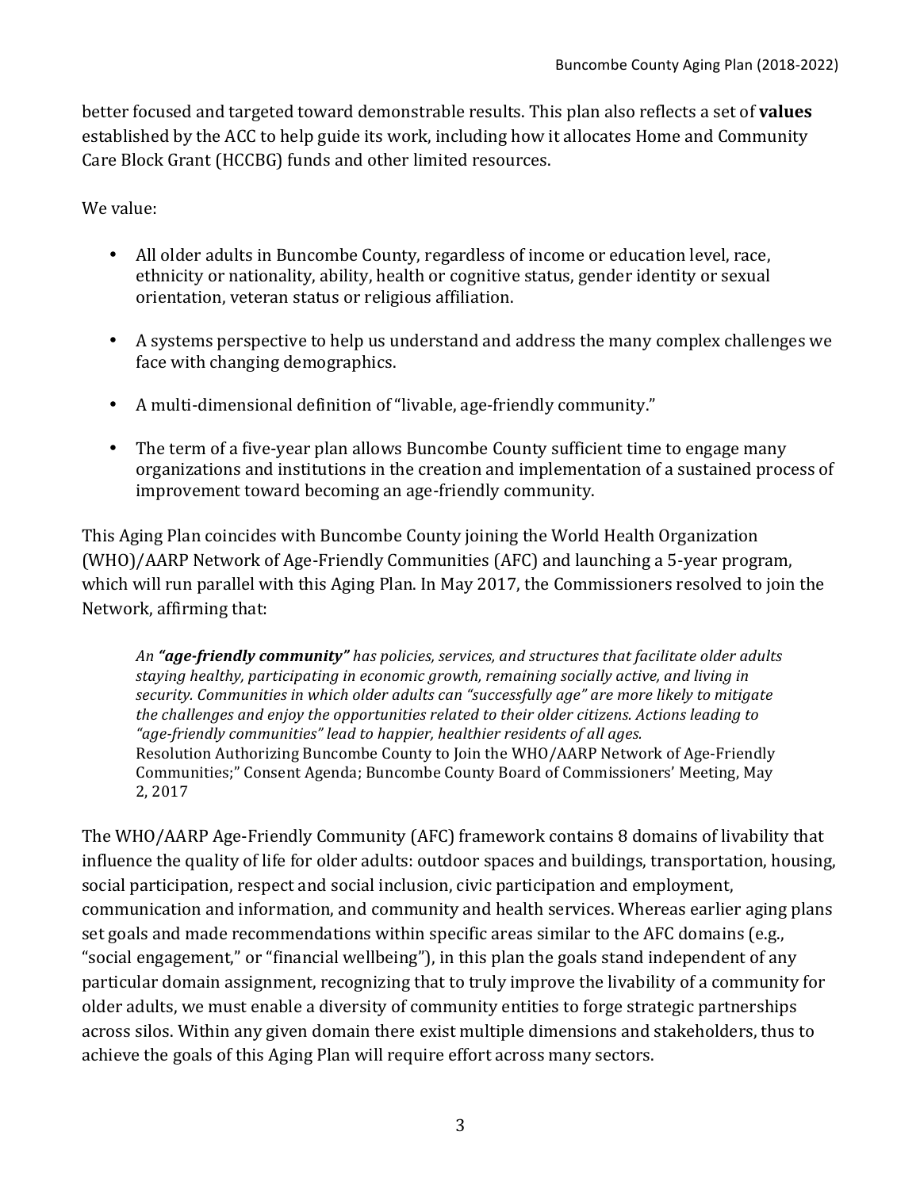better focused and targeted toward demonstrable results. This plan also reflects a set of **values** established by the ACC to help guide its work, including how it allocates Home and Community Care Block Grant (HCCBG) funds and other limited resources.

We value:

- All older adults in Buncombe County, regardless of income or education level, race, ethnicity or nationality, ability, health or cognitive status, gender identity or sexual orientation, veteran status or religious affiliation.
- A systems perspective to help us understand and address the many complex challenges we face with changing demographics.
- A multi-dimensional definition of "livable, age-friendly community."
- The term of a five-year plan allows Buncombe County sufficient time to engage many organizations and institutions in the creation and implementation of a sustained process of improvement toward becoming an age-friendly community.

This Aging Plan coincides with Buncombe County joining the World Health Organization (WHO)/AARP Network of Age-Friendly Communities (AFC) and launching a 5-year program, which will run parallel with this Aging Plan. In May 2017, the Commissioners resolved to join the Network, affirming that:

> *An **"age-friendly community"** has policies, services, and structures that facilitate older adults staying healthy, participating in economic growth, remaining socially active, and living in security. Communities in which older adults can "successfully age" are more likely to mitigate the challenges and enjoy the opportunities related to their older citizens. Actions leading to "age-friendly communities" lead to happier, healthier residents of all ages.*
> Resolution Authorizing Buncombe County to Join the WHO/AARP Network of Age-Friendly Communities;" Consent Agenda; Buncombe County Board of Commissioners' Meeting, May 2, 2017

The WHO/AARP Age-Friendly Community (AFC) framework contains 8 domains of livability that influence the quality of life for older adults: outdoor spaces and buildings, transportation, housing, social participation, respect and social inclusion, civic participation and employment, communication and information, and community and health services. Whereas earlier aging plans set goals and made recommendations within specific areas similar to the AFC domains (e.g., "social engagement," or "financial wellbeing"), in this plan the goals stand independent of any particular domain assignment, recognizing that to truly improve the livability of a community for older adults, we must enable a diversity of community entities to forge strategic partnerships across silos. Within any given domain there exist multiple dimensions and stakeholders, thus to achieve the goals of this Aging Plan will require effort across many sectors.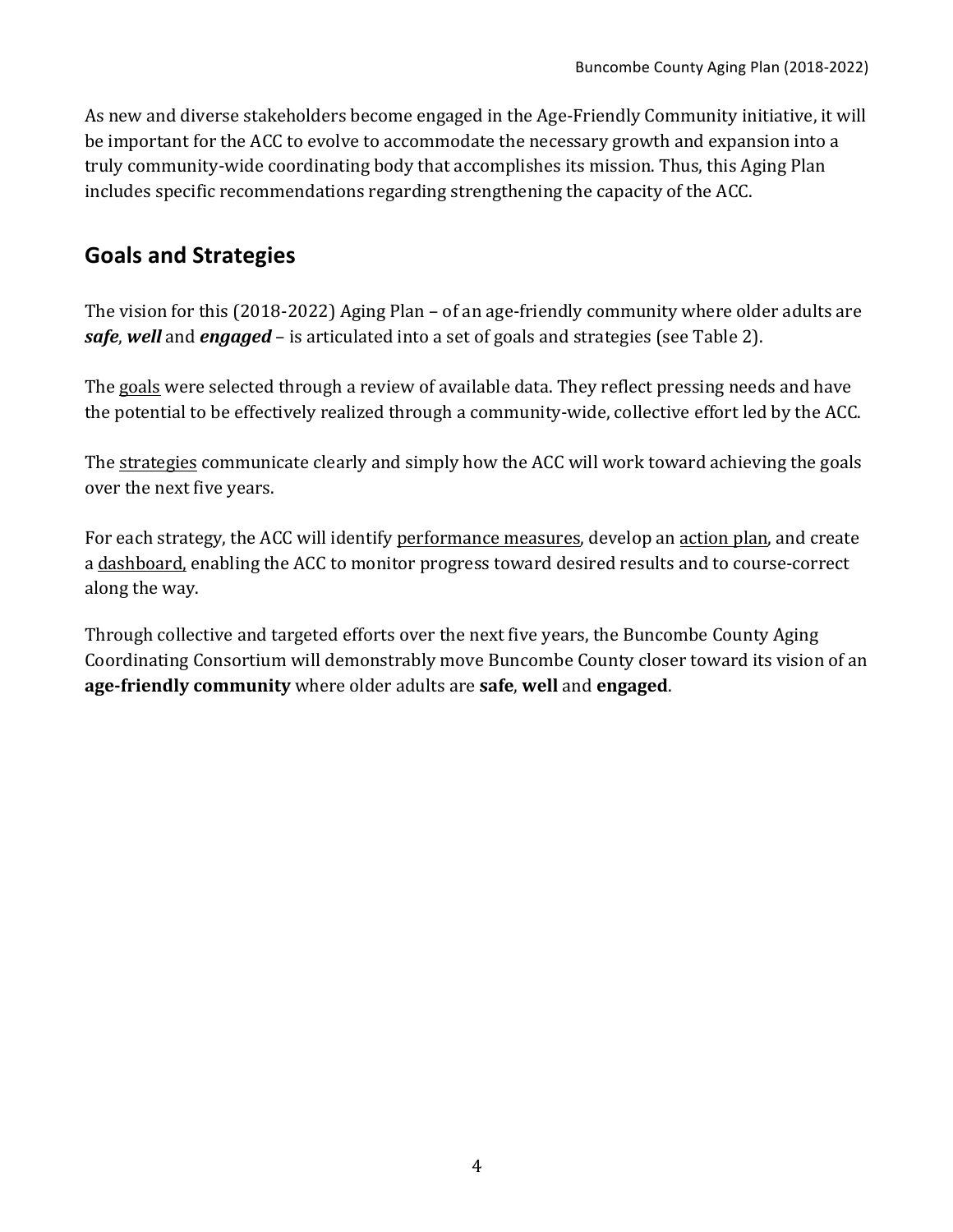As new and diverse stakeholders become engaged in the Age-Friendly Community initiative, it will be important for the ACC to evolve to accommodate the necessary growth and expansion into a truly community-wide coordinating body that accomplishes its mission. Thus, this Aging Plan includes specific recommendations regarding strengthening the capacity of the ACC.

## Goals and Strategies

The vision for this (2018-2022) Aging Plan – of an age-friendly community where older adults are ***safe***, ***well*** and ***engaged*** – is articulated into a set of goals and strategies (see Table 2).

The goals were selected through a review of available data. They reflect pressing needs and have the potential to be effectively realized through a community-wide, collective effort led by the ACC.

The strategies communicate clearly and simply how the ACC will work toward achieving the goals over the next five years.

For each strategy, the ACC will identify performance measures, develop an action plan, and create a dashboard, enabling the ACC to monitor progress toward desired results and to course-correct along the way.

Through collective and targeted efforts over the next five years, the Buncombe County Aging Coordinating Consortium will demonstrably move Buncombe County closer toward its vision of an **age-friendly community** where older adults are **safe**, **well** and **engaged**.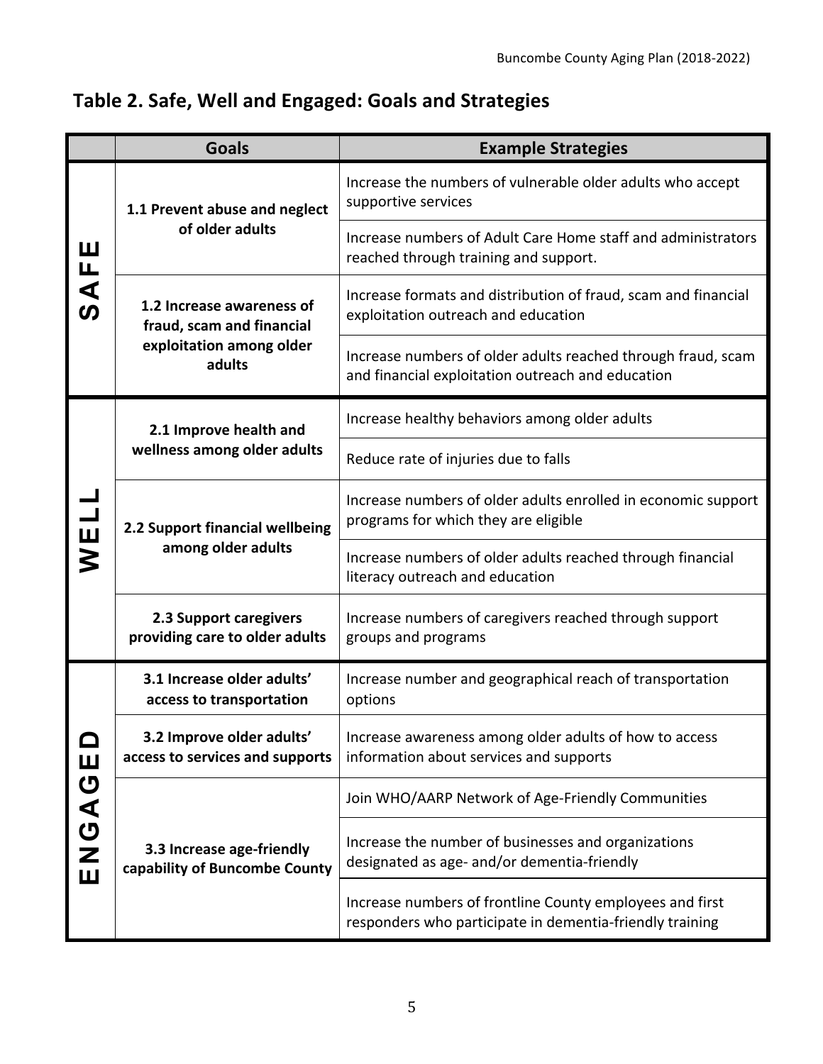## Table 2. Safe, Well and Engaged: Goals and Strategies

| | Goals | Example Strategies |
|---|---|---|
| SAFE | **1.1 Prevent abuse and neglect of older adults** | Increase the numbers of vulnerable older adults who accept supportive services |
| | | Increase numbers of Adult Care Home staff and administrators reached through training and support. |
| | **1.2 Increase awareness of fraud, scam and financial exploitation among older adults** | Increase formats and distribution of fraud, scam and financial exploitation outreach and education |
| | | Increase numbers of older adults reached through fraud, scam and financial exploitation outreach and education |
| WELL | **2.1 Improve health and wellness among older adults** | Increase healthy behaviors among older adults |
| | | Reduce rate of injuries due to falls |
| | **2.2 Support financial wellbeing among older adults** | Increase numbers of older adults enrolled in economic support programs for which they are eligible |
| | | Increase numbers of older adults reached through financial literacy outreach and education |
| | **2.3 Support caregivers providing care to older adults** | Increase numbers of caregivers reached through support groups and programs |
| ENGAGED | **3.1 Increase older adults' access to transportation** | Increase number and geographical reach of transportation options |
| | **3.2 Improve older adults' access to services and supports** | Increase awareness among older adults of how to access information about services and supports |
| | **3.3 Increase age-friendly capability of Buncombe County** | Join WHO/AARP Network of Age-Friendly Communities |
| | | Increase the number of businesses and organizations designated as age- and/or dementia-friendly |
| | | Increase numbers of frontline County employees and first responders who participate in dementia-friendly training |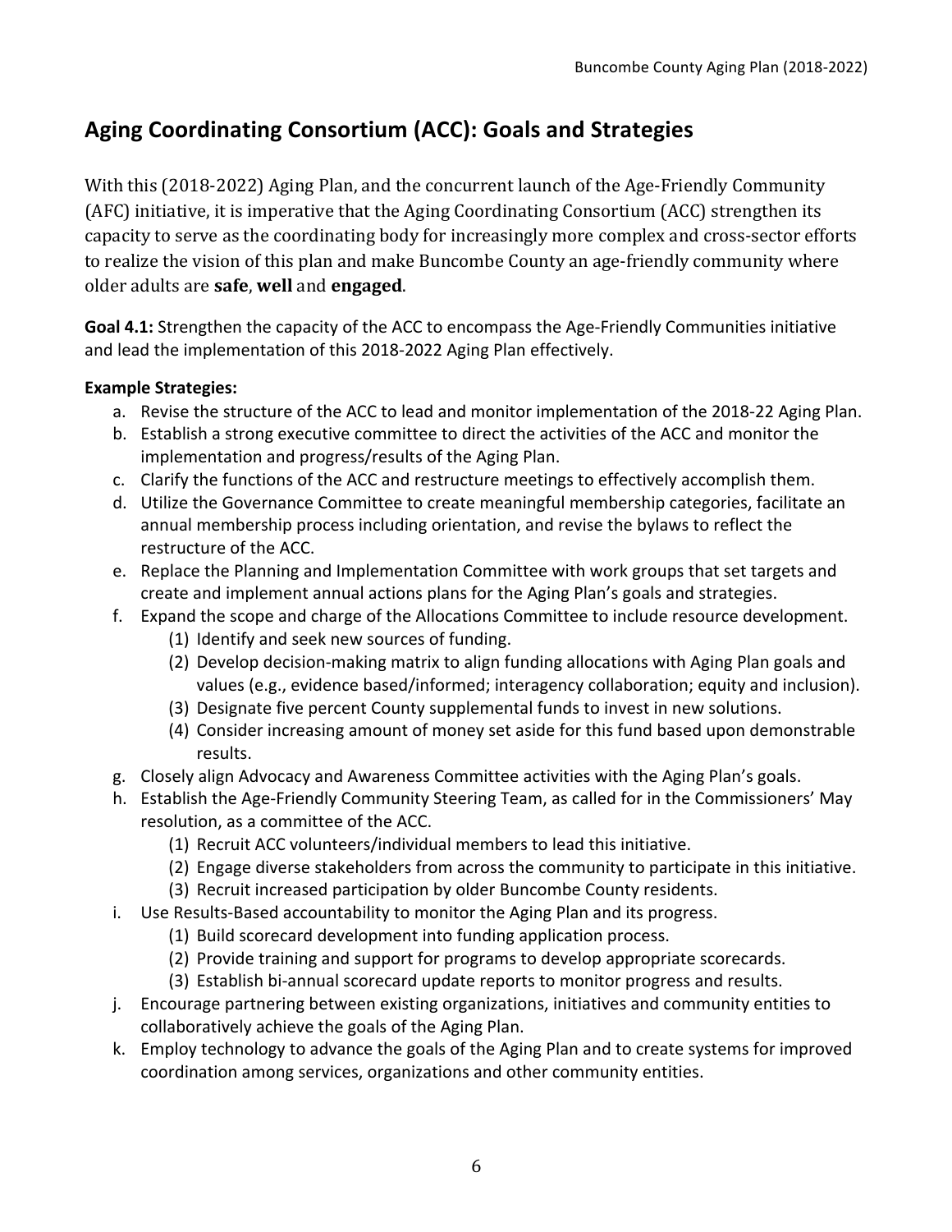## Aging Coordinating Consortium (ACC): Goals and Strategies

With this (2018-2022) Aging Plan, and the concurrent launch of the Age-Friendly Community (AFC) initiative, it is imperative that the Aging Coordinating Consortium (ACC) strengthen its capacity to serve as the coordinating body for increasingly more complex and cross-sector efforts to realize the vision of this plan and make Buncombe County an age-friendly community where older adults are **safe**, **well** and **engaged**.

**Goal 4.1:** Strengthen the capacity of the ACC to encompass the Age-Friendly Communities initiative and lead the implementation of this 2018-2022 Aging Plan effectively.

**Example Strategies:**

a. Revise the structure of the ACC to lead and monitor implementation of the 2018-22 Aging Plan.
b. Establish a strong executive committee to direct the activities of the ACC and monitor the implementation and progress/results of the Aging Plan.
c. Clarify the functions of the ACC and restructure meetings to effectively accomplish them.
d. Utilize the Governance Committee to create meaningful membership categories, facilitate an annual membership process including orientation, and revise the bylaws to reflect the restructure of the ACC.
e. Replace the Planning and Implementation Committee with work groups that set targets and create and implement annual actions plans for the Aging Plan's goals and strategies.
f. Expand the scope and charge of the Allocations Committee to include resource development.
   (1) Identify and seek new sources of funding.
   (2) Develop decision-making matrix to align funding allocations with Aging Plan goals and values (e.g., evidence based/informed; interagency collaboration; equity and inclusion).
   (3) Designate five percent County supplemental funds to invest in new solutions.
   (4) Consider increasing amount of money set aside for this fund based upon demonstrable results.
g. Closely align Advocacy and Awareness Committee activities with the Aging Plan's goals.
h. Establish the Age-Friendly Community Steering Team, as called for in the Commissioners' May resolution, as a committee of the ACC.
   (1) Recruit ACC volunteers/individual members to lead this initiative.
   (2) Engage diverse stakeholders from across the community to participate in this initiative.
   (3) Recruit increased participation by older Buncombe County residents.
i. Use Results-Based accountability to monitor the Aging Plan and its progress.
   (1) Build scorecard development into funding application process.
   (2) Provide training and support for programs to develop appropriate scorecards.
   (3) Establish bi-annual scorecard update reports to monitor progress and results.
j. Encourage partnering between existing organizations, initiatives and community entities to collaboratively achieve the goals of the Aging Plan.
k. Employ technology to advance the goals of the Aging Plan and to create systems for improved coordination among services, organizations and other community entities.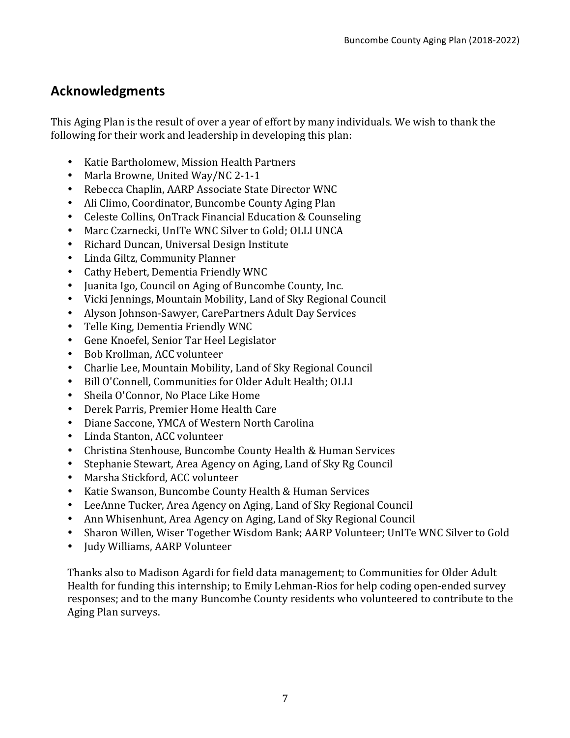## Acknowledgments

This Aging Plan is the result of over a year of effort by many individuals. We wish to thank the following for their work and leadership in developing this plan:

- Katie Bartholomew, Mission Health Partners
- Marla Browne, United Way/NC 2-1-1
- Rebecca Chaplin, AARP Associate State Director WNC
- Ali Climo, Coordinator, Buncombe County Aging Plan
- Celeste Collins, OnTrack Financial Education & Counseling
- Marc Czarnecki, UnITe WNC Silver to Gold; OLLI UNCA
- Richard Duncan, Universal Design Institute
- Linda Giltz, Community Planner
- Cathy Hebert, Dementia Friendly WNC
- Juanita Igo, Council on Aging of Buncombe County, Inc.
- Vicki Jennings, Mountain Mobility, Land of Sky Regional Council
- Alyson Johnson-Sawyer, CarePartners Adult Day Services
- Telle King, Dementia Friendly WNC
- Gene Knoefel, Senior Tar Heel Legislator
- Bob Krollman, ACC volunteer
- Charlie Lee, Mountain Mobility, Land of Sky Regional Council
- Bill O'Connell, Communities for Older Adult Health; OLLI
- Sheila O'Connor, No Place Like Home
- Derek Parris, Premier Home Health Care
- Diane Saccone, YMCA of Western North Carolina
- Linda Stanton, ACC volunteer
- Christina Stenhouse, Buncombe County Health & Human Services
- Stephanie Stewart, Area Agency on Aging, Land of Sky Rg Council
- Marsha Stickford, ACC volunteer
- Katie Swanson, Buncombe County Health & Human Services
- LeeAnne Tucker, Area Agency on Aging, Land of Sky Regional Council
- Ann Whisenhunt, Area Agency on Aging, Land of Sky Regional Council
- Sharon Willen, Wiser Together Wisdom Bank; AARP Volunteer; UnITe WNC Silver to Gold
- Judy Williams, AARP Volunteer

Thanks also to Madison Agardi for field data management; to Communities for Older Adult Health for funding this internship; to Emily Lehman-Rios for help coding open-ended survey responses; and to the many Buncombe County residents who volunteered to contribute to the Aging Plan surveys.